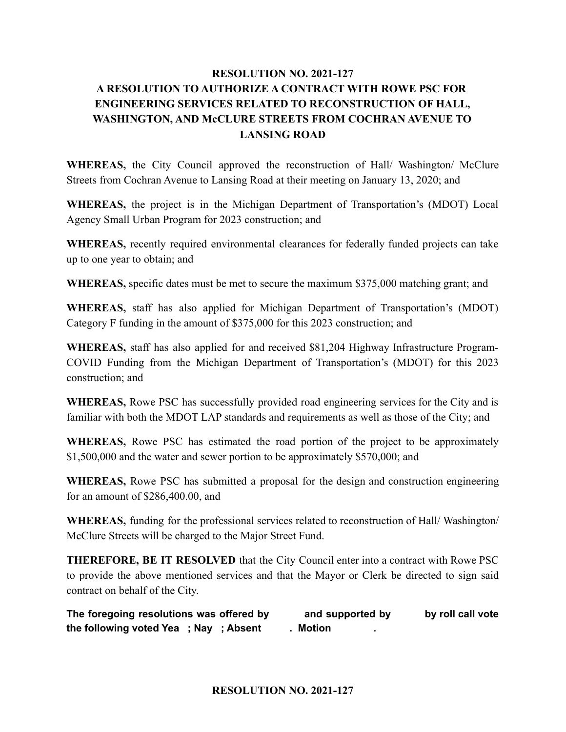# RESOLUTION NO. 2021-127

## A RESOLUTION TO AUTHORIZE A CONTRACT WITH ROWE PSC FOR ENGINEERING SERVICES RELATED TO RECONSTRUCTION OF HALL, WASHINGTON, AND McCLURE STREETS FROM COCHRAN AVENUE TO LANSING ROAD

**WHEREAS,** the City Council approved the reconstruction of Hall/ Washington/ McClure Streets from Cochran Avenue to Lansing Road at their meeting on January 13, 2020; and

**WHEREAS,** the project is in the Michigan Department of Transportation's (MDOT) Local Agency Small Urban Program for 2023 construction; and

**WHEREAS,** recently required environmental clearances for federally funded projects can take up to one year to obtain; and

**WHEREAS,** specific dates must be met to secure the maximum $375,000 matching grant; and

**WHEREAS,** staff has also applied for Michigan Department of Transportation's (MDOT) Category F funding in the amount of $375,000 for this 2023 construction; and

**WHEREAS,** staff has also applied for and received $81,204 Highway Infrastructure Program-COVID Funding from the Michigan Department of Transportation's (MDOT) for this 2023 construction; and

**WHEREAS,** Rowe PSC has successfully provided road engineering services for the City and is familiar with both the MDOT LAP standards and requirements as well as those of the City; and

**WHEREAS,** Rowe PSC has estimated the road portion of the project to be approximately $1,500,000 and the water and sewer portion to be approximately $570,000; and

**WHEREAS,** Rowe PSC has submitted a proposal for the design and construction engineering for an amount of $286,400.00, and

**WHEREAS,** funding for the professional services related to reconstruction of Hall/ Washington/ McClure Streets will be charged to the Major Street Fund.

**THEREFORE, BE IT RESOLVED** that the City Council enter into a contract with Rowe PSC to provide the above mentioned services and that the Mayor or Clerk be directed to sign said contract on behalf of the City.

**The foregoing resolutions was offered by and supported by by roll call vote the following voted Yea ; Nay ; Absent . Motion .**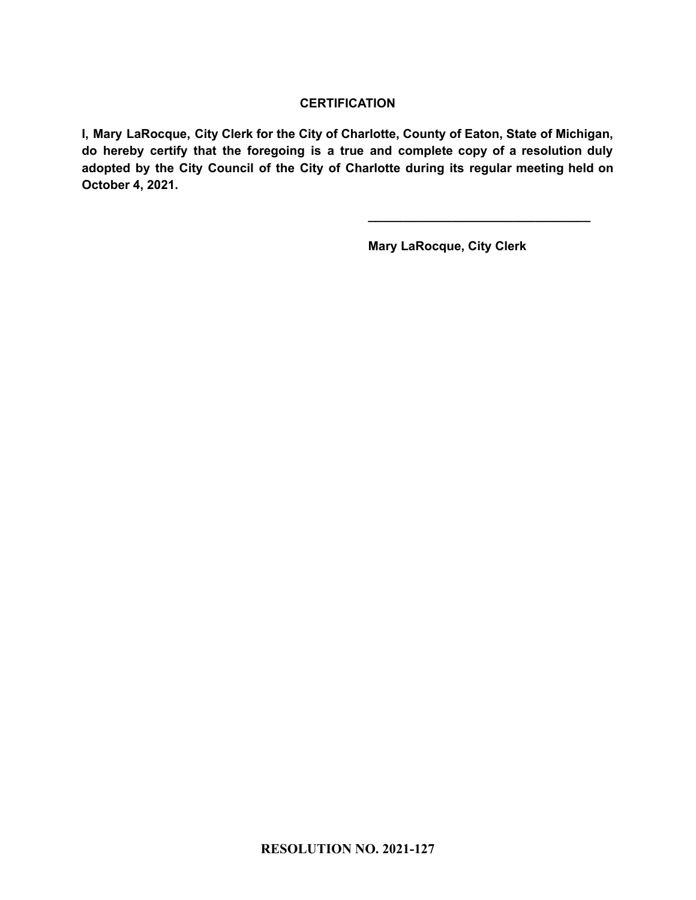## CERTIFICATION

**I, Mary LaRocque, City Clerk for the City of Charlotte, County of Eaton, State of Michigan, do hereby certify that the foregoing is a true and complete copy of a resolution duly adopted by the City Council of the City of Charlotte during its regular meeting held on October 4, 2021.**

\_\_\_\_\_\_\_\_\_\_\_\_\_\_\_\_\_\_\_\_\_\_\_\_\_\_\_\_\_\_\_\_\_\_

**Mary LaRocque, City Clerk**